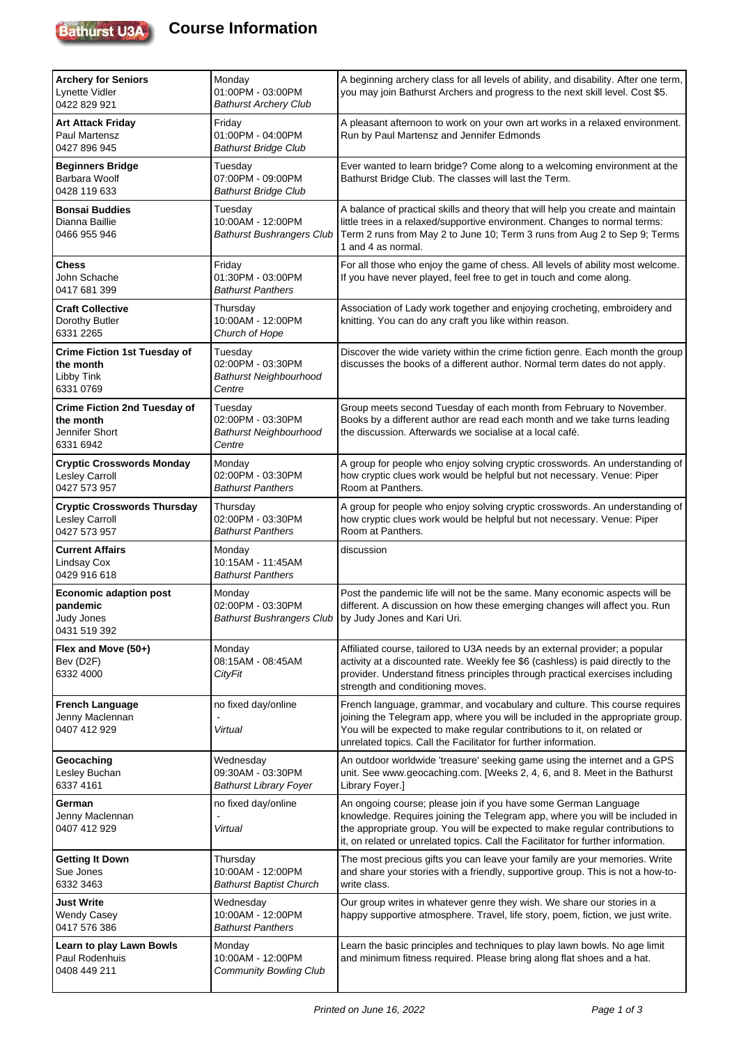# Course Information

| Course | When / Where | Description |
|---|---|---|
| **Archery for Seniors**<br>Lynette Vidler<br>0422 829 921 | Monday<br>01:00PM - 03:00PM<br>*Bathurst Archery Club* | A beginning archery class for all levels of ability, and disability. After one term, you may join Bathurst Archers and progress to the next skill level. Cost $5. |
| **Art Attack Friday**<br>Paul Martensz<br>0427 896 945 | Friday<br>01:00PM - 04:00PM<br>*Bathurst Bridge Club* | A pleasant afternoon to work on your own art works in a relaxed environment. Run by Paul Martensz and Jennifer Edmonds |
| **Beginners Bridge**<br>Barbara Woolf<br>0428 119 633 | Tuesday<br>07:00PM - 09:00PM<br>*Bathurst Bridge Club* | Ever wanted to learn bridge? Come along to a welcoming environment at the Bathurst Bridge Club. The classes will last the Term. |
| **Bonsai Buddies**<br>Dianna Baillie<br>0466 955 946 | Tuesday<br>10:00AM - 12:00PM<br>*Bathurst Bushrangers Club* | A balance of practical skills and theory that will help you create and maintain little trees in a relaxed/supportive environment. Changes to normal terms: Term 2 runs from May 2 to June 10; Term 3 runs from Aug 2 to Sep 9; Terms 1 and 4 as normal. |
| **Chess**<br>John Schache<br>0417 681 399 | Friday<br>01:30PM - 03:00PM<br>*Bathurst Panthers* | For all those who enjoy the game of chess. All levels of ability most welcome. If you have never played, feel free to get in touch and come along. |
| **Craft Collective**<br>Dorothy Butler<br>6331 2265 | Thursday<br>10:00AM - 12:00PM<br>*Church of Hope* | Association of Lady work together and enjoying crocheting, embroidery and knitting. You can do any craft you like within reason. |
| **Crime Fiction 1st Tuesday of the month**<br>Libby Tink<br>6331 0769 | Tuesday<br>02:00PM - 03:30PM<br>*Bathurst Neighbourhood Centre* | Discover the wide variety within the crime fiction genre. Each month the group discusses the books of a different author. Normal term dates do not apply. |
| **Crime Fiction 2nd Tuesday of the month**<br>Jennifer Short<br>6331 6942 | Tuesday<br>02:00PM - 03:30PM<br>*Bathurst Neighbourhood Centre* | Group meets second Tuesday of each month from February to November. Books by a different author are read each month and we take turns leading the discussion. Afterwards we socialise at a local café. |
| **Cryptic Crosswords Monday**<br>Lesley Carroll<br>0427 573 957 | Monday<br>02:00PM - 03:30PM<br>*Bathurst Panthers* | A group for people who enjoy solving cryptic crosswords. An understanding of how cryptic clues work would be helpful but not necessary. Venue: Piper Room at Panthers. |
| **Cryptic Crosswords Thursday**<br>Lesley Carroll<br>0427 573 957 | Thursday<br>02:00PM - 03:30PM<br>*Bathurst Panthers* | A group for people who enjoy solving cryptic crosswords. An understanding of how cryptic clues work would be helpful but not necessary. Venue: Piper Room at Panthers. |
| **Current Affairs**<br>Lindsay Cox<br>0429 916 618 | Monday<br>10:15AM - 11:45AM<br>*Bathurst Panthers* | discussion |
| **Economic adaption post pandemic**<br>Judy Jones<br>0431 519 392 | Monday<br>02:00PM - 03:30PM<br>*Bathurst Bushrangers Club* | Post the pandemic life will not be the same. Many economic aspects will be different. A discussion on how these emerging changes will affect you. Run by Judy Jones and Kari Uri. |
| **Flex and Move (50+)**<br>Bev (D2F)<br>6332 4000 | Monday<br>08:15AM - 08:45AM<br>*CityFit* | Affiliated course, tailored to U3A needs by an external provider; a popular activity at a discounted rate. Weekly fee $6 (cashless) is paid directly to the provider. Understand fitness principles through practical exercises including strength and conditioning moves. |
| **French Language**<br>Jenny Maclennan<br>0407 412 929 | no fixed day/online<br>-<br>*Virtual* | French language, grammar, and vocabulary and culture. This course requires joining the Telegram app, where you will be included in the appropriate group. You will be expected to make regular contributions to it, on related or unrelated topics. Call the Facilitator for further information. |
| **Geocaching**<br>Lesley Buchan<br>6337 4161 | Wednesday<br>09:30AM - 03:30PM<br>*Bathurst Library Foyer* | An outdoor worldwide 'treasure' seeking game using the internet and a GPS unit. See www.geocaching.com. [Weeks 2, 4, 6, and 8. Meet in the Bathurst Library Foyer.] |
| **German**<br>Jenny Maclennan<br>0407 412 929 | no fixed day/online<br>-<br>*Virtual* | An ongoing course; please join if you have some German Language knowledge. Requires joining the Telegram app, where you will be included in the appropriate group. You will be expected to make regular contributions to it, on related or unrelated topics. Call the Facilitator for further information. |
| **Getting It Down**<br>Sue Jones<br>6332 3463 | Thursday<br>10:00AM - 12:00PM<br>*Bathurst Baptist Church* | The most precious gifts you can leave your family are your memories. Write and share your stories with a friendly, supportive group. This is not a how-to-write class. |
| **Just Write**<br>Wendy Casey<br>0417 576 386 | Wednesday<br>10:00AM - 12:00PM<br>*Bathurst Panthers* | Our group writes in whatever genre they wish. We share our stories in a happy supportive atmosphere. Travel, life story, poem, fiction, we just write. |
| **Learn to play Lawn Bowls**<br>Paul Rodenhuis<br>0408 449 211 | Monday<br>10:00AM - 12:00PM<br>*Community Bowling Club* | Learn the basic principles and techniques to play lawn bowls. No age limit and minimum fitness required. Please bring along flat shoes and a hat. |

*Printed on June 16, 2022*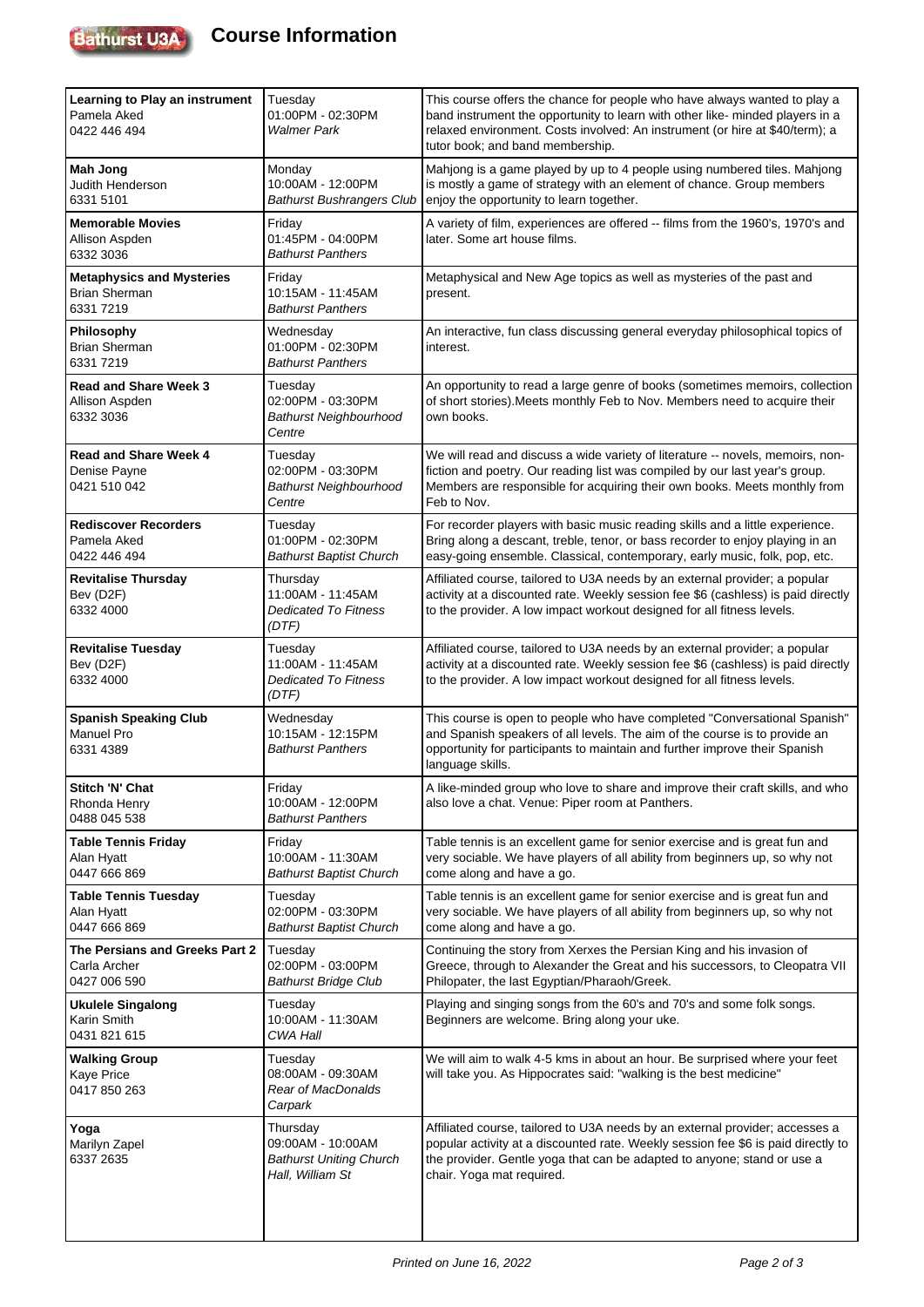# Course Information

| Course / Contact | Day / Time / Venue | Description |
| --- | --- | --- |
| **Learning to Play an instrument**<br>Pamela Aked<br>0422 446 494 | Tuesday<br>01:00PM - 02:30PM<br>*Walmer Park* | This course offers the chance for people who have always wanted to play a band instrument the opportunity to learn with other like- minded players in a relaxed environment. Costs involved: An instrument (or hire at $40/term); a tutor book; and band membership. |
| **Mah Jong**<br>Judith Henderson<br>6331 5101 | Monday<br>10:00AM - 12:00PM<br>*Bathurst Bushrangers Club* | Mahjong is a game played by up to 4 people using numbered tiles. Mahjong is mostly a game of strategy with an element of chance. Group members enjoy the opportunity to learn together. |
| **Memorable Movies**<br>Allison Aspden<br>6332 3036 | Friday<br>01:45PM - 04:00PM<br>*Bathurst Panthers* | A variety of film, experiences are offered -- films from the 1960's, 1970's and later. Some art house films. |
| **Metaphysics and Mysteries**<br>Brian Sherman<br>6331 7219 | Friday<br>10:15AM - 11:45AM<br>*Bathurst Panthers* | Metaphysical and New Age topics as well as mysteries of the past and present. |
| **Philosophy**<br>Brian Sherman<br>6331 7219 | Wednesday<br>01:00PM - 02:30PM<br>*Bathurst Panthers* | An interactive, fun class discussing general everyday philosophical topics of interest. |
| **Read and Share Week 3**<br>Allison Aspden<br>6332 3036 | Tuesday<br>02:00PM - 03:30PM<br>*Bathurst Neighbourhood Centre* | An opportunity to read a large genre of books (sometimes memoirs, collection of short stories).Meets monthly Feb to Nov. Members need to acquire their own books. |
| **Read and Share Week 4**<br>Denise Payne<br>0421 510 042 | Tuesday<br>02:00PM - 03:30PM<br>*Bathurst Neighbourhood Centre* | We will read and discuss a wide variety of literature -- novels, memoirs, non-fiction and poetry. Our reading list was compiled by our last year's group. Members are responsible for acquiring their own books. Meets monthly from Feb to Nov. |
| **Rediscover Recorders**<br>Pamela Aked<br>0422 446 494 | Tuesday<br>01:00PM - 02:30PM<br>*Bathurst Baptist Church* | For recorder players with basic music reading skills and a little experience. Bring along a descant, treble, tenor, or bass recorder to enjoy playing in an easy-going ensemble. Classical, contemporary, early music, folk, pop, etc. |
| **Revitalise Thursday**<br>Bev (D2F)<br>6332 4000 | Thursday<br>11:00AM - 11:45AM<br>*Dedicated To Fitness (DTF)* | Affiliated course, tailored to U3A needs by an external provider; a popular activity at a discounted rate. Weekly session fee $6 (cashless) is paid directly to the provider. A low impact workout designed for all fitness levels. |
| **Revitalise Tuesday**<br>Bev (D2F)<br>6332 4000 | Tuesday<br>11:00AM - 11:45AM<br>*Dedicated To Fitness (DTF)* | Affiliated course, tailored to U3A needs by an external provider; a popular activity at a discounted rate. Weekly session fee $6 (cashless) is paid directly to the provider. A low impact workout designed for all fitness levels. |
| **Spanish Speaking Club**<br>Manuel Pro<br>6331 4389 | Wednesday<br>10:15AM - 12:15PM<br>*Bathurst Panthers* | This course is open to people who have completed "Conversational Spanish" and Spanish speakers of all levels. The aim of the course is to provide an opportunity for participants to maintain and further improve their Spanish language skills. |
| **Stitch 'N' Chat**<br>Rhonda Henry<br>0488 045 538 | Friday<br>10:00AM - 12:00PM<br>*Bathurst Panthers* | A like-minded group who love to share and improve their craft skills, and who also love a chat. Venue: Piper room at Panthers. |
| **Table Tennis Friday**<br>Alan Hyatt<br>0447 666 869 | Friday<br>10:00AM - 11:30AM<br>*Bathurst Baptist Church* | Table tennis is an excellent game for senior exercise and is great fun and very sociable. We have players of all ability from beginners up, so why not come along and have a go. |
| **Table Tennis Tuesday**<br>Alan Hyatt<br>0447 666 869 | Tuesday<br>02:00PM - 03:30PM<br>*Bathurst Baptist Church* | Table tennis is an excellent game for senior exercise and is great fun and very sociable. We have players of all ability from beginners up, so why not come along and have a go. |
| **The Persians and Greeks Part 2**<br>Carla Archer<br>0427 006 590 | Tuesday<br>02:00PM - 03:00PM<br>*Bathurst Bridge Club* | Continuing the story from Xerxes the Persian King and his invasion of Greece, through to Alexander the Great and his successors, to Cleopatra VII Philopater, the last Egyptian/Pharaoh/Greek. |
| **Ukulele Singalong**<br>Karin Smith<br>0431 821 615 | Tuesday<br>10:00AM - 11:30AM<br>*CWA Hall* | Playing and singing songs from the 60's and 70's and some folk songs. Beginners are welcome. Bring along your uke. |
| **Walking Group**<br>Kaye Price<br>0417 850 263 | Tuesday<br>08:00AM - 09:30AM<br>*Rear of MacDonalds Carpark* | We will aim to walk 4-5 kms in about an hour. Be surprised where your feet will take you. As Hippocrates said: "walking is the best medicine" |
| **Yoga**<br>Marilyn Zapel<br>6337 2635 | Thursday<br>09:00AM - 10:00AM<br>*Bathurst Uniting Church Hall, William St* | Affiliated course, tailored to U3A needs by an external provider; accesses a popular activity at a discounted rate. Weekly session fee $6 is paid directly to the provider. Gentle yoga that can be adapted to anyone; stand or use a chair. Yoga mat required. |

*Printed on June 16, 2022*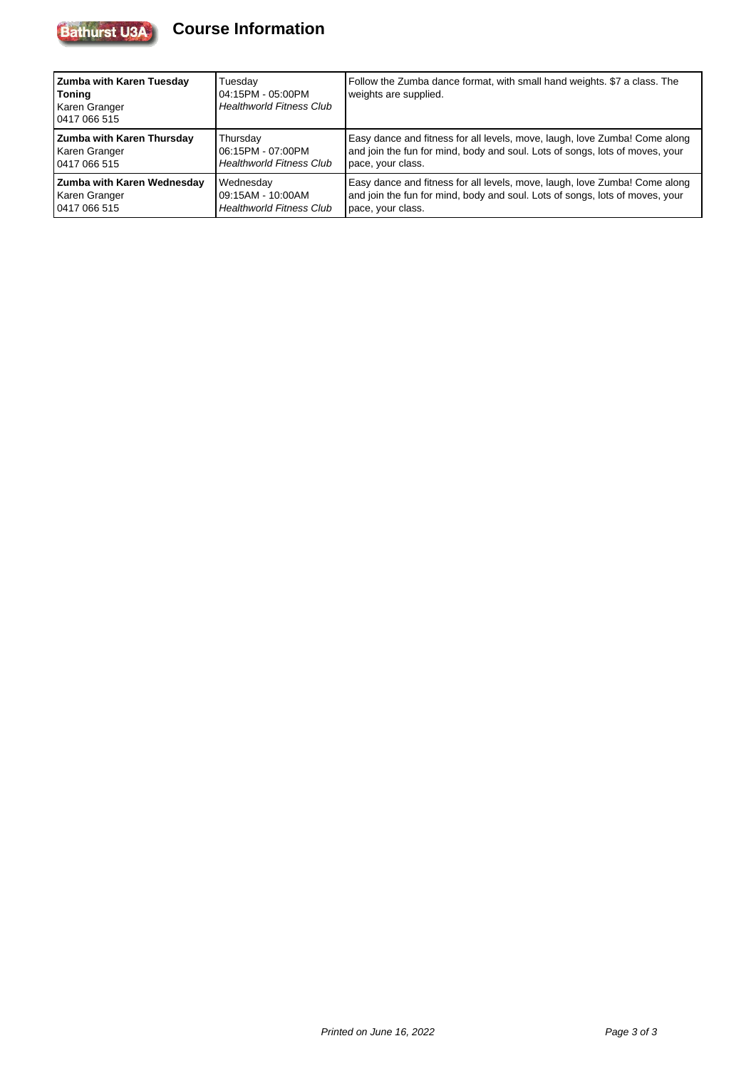# Course Information

| | | |
|---|---|---|
| **Zumba with Karen Tuesday Toning**<br>Karen Granger<br>0417 066 515 | Tuesday<br>04:15PM - 05:00PM<br>*Healthworld Fitness Club* | Follow the Zumba dance format, with small hand weights. $7 a class. The weights are supplied. |
| **Zumba with Karen Thursday**<br>Karen Granger<br>0417 066 515 | Thursday<br>06:15PM - 07:00PM<br>*Healthworld Fitness Club* | Easy dance and fitness for all levels, move, laugh, love Zumba! Come along and join the fun for mind, body and soul. Lots of songs, lots of moves, your pace, your class. |
| **Zumba with Karen Wednesday**<br>Karen Granger<br>0417 066 515 | Wednesday<br>09:15AM - 10:00AM<br>*Healthworld Fitness Club* | Easy dance and fitness for all levels, move, laugh, love Zumba! Come along and join the fun for mind, body and soul. Lots of songs, lots of moves, your pace, your class. |

*Printed on June 16, 2022*